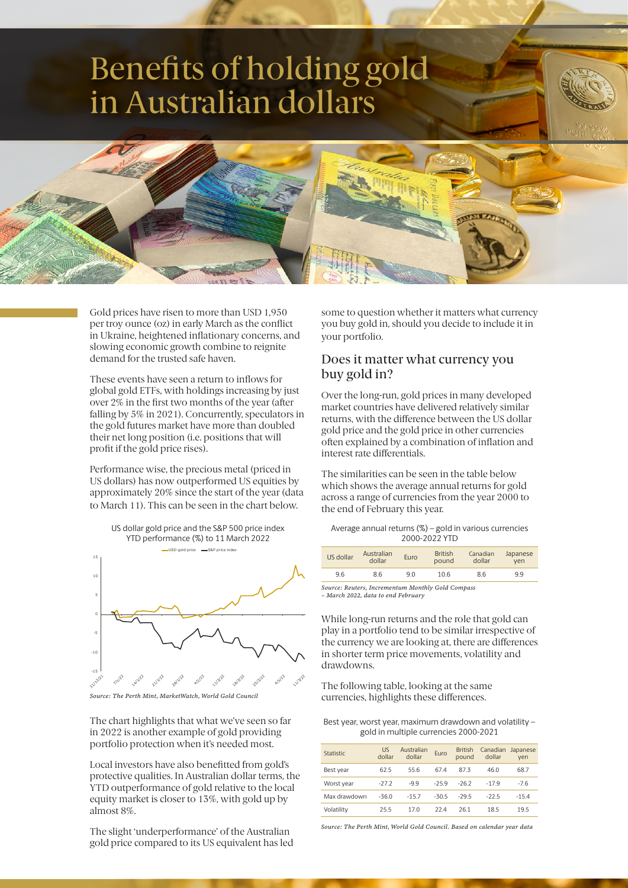# Benefits of holding gold in Australian dollars

Gold prices have risen to more than USD 1,950 per troy ounce (oz) in early March as the conflict in Ukraine, heightened inflationary concerns, and slowing economic growth combine to reignite demand for the trusted safe haven.

These events have seen a return to inflows for global gold ETFs, with holdings increasing by just over 2% in the first two months of the year (after falling by 5% in 2021). Concurrently, speculators in the gold futures market have more than doubled their net long position (i.e. positions that will profit if the gold price rises).

Performance wise, the precious metal (priced in US dollars) has now outperformed US equities by approximately 20% since the start of the year (data to March 11). This can be seen in the chart below.

US dollar gold price and the S&P 500 price index YTD performance (%) to 11 March 2022

*Source: The Perth Mint, MarketWatch, World Gold Council*

The chart highlights that what we've seen so far in 2022 is another example of gold providing portfolio protection when it's needed most.

Local investors have also benefitted from gold's protective qualities. In Australian dollar terms, the YTD outperformance of gold relative to the local equity market is closer to 13%, with gold up by almost 8%.

The slight 'underperformance' of the Australian gold price compared to its US equivalent has led some to question whether it matters what currency you buy gold in, should you decide to include it in your portfolio.

## Does it matter what currency you buy gold in?

Over the long-run, gold prices in many developed market countries have delivered relatively similar returns, with the difference between the US dollar gold price and the gold price in other currencies often explained by a combination of inflation and interest rate differentials.

The similarities can be seen in the table below which shows the average annual returns for gold across a range of currencies from the year 2000 to the end of February this year.

Average annual returns (%) – gold in various currencies 2000-2022 YTD

| US dollar | Australian dollar | Euro | British pound | Canadian dollar | Japanese yen |
|---|---|---|---|---|---|
| 9.6 | 8.6 | 9.0 | 10.6 | 8.6 | 9.9 |

*Source: Reuters, Incrementum Monthly Gold Compass – March 2022, data to end February*

While long-run returns and the role that gold can play in a portfolio tend to be similar irrespective of the currency we are looking at, there are differences in shorter term price movements, volatility and drawdowns.

The following table, looking at the same currencies, highlights these differences.

Best year, worst year, maximum drawdown and volatility – gold in multiple currencies 2000-2021

| Statistic | US dollar | Australian dollar | Euro | British pound | Canadian dollar | Japanese yen |
|---|---|---|---|---|---|---|
| Best year | 62.5 | 55.6 | 67.4 | 87.3 | 46.0 | 68.7 |
| Worst year | -27.2 | -9.9 | -25.9 | -26.2 | -17.9 | -7.6 |
| Max drawdown | -36.0 | -15.7 | -30.5 | -29.5 | -22.5 | -15.4 |
| Volatility | 25.5 | 17.0 | 22.4 | 26.1 | 18.5 | 19.5 |

*Source: The Perth Mint, World Gold Council. Based on calendar year data*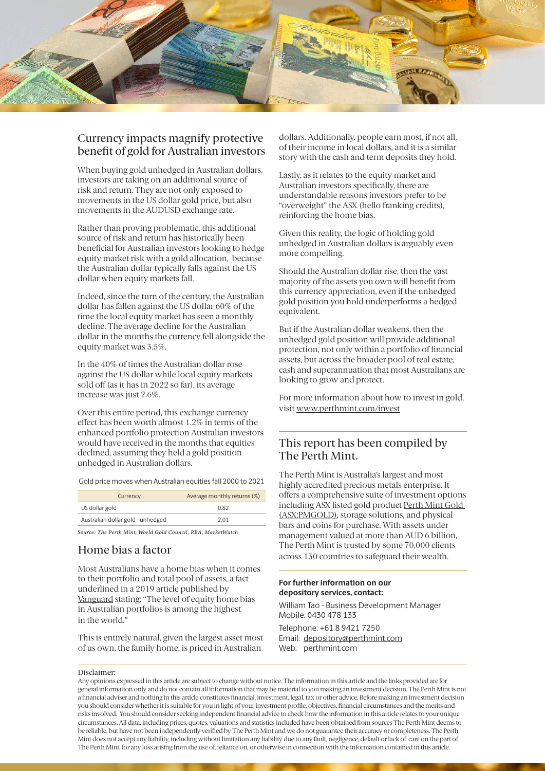## Currency impacts magnify protective benefit of gold for Australian investors

When buying gold unhedged in Australian dollars, investors are taking on an additional source of risk and return. They are not only exposed to movements in the US dollar gold price, but also movements in the AUDUSD exchange rate.

Rather than proving problematic, this additional source of risk and return has historically been beneficial for Australian investors looking to hedge equity market risk with a gold allocation, because the Australian dollar typically falls against the US dollar when equity markets fall.

Indeed, since the turn of the century, the Australian dollar has fallen against the US dollar 60% of the time the local equity market has seen a monthly decline. The average decline for the Australian dollar in the months the currency fell alongside the equity market was 3.5%.

In the 40% of times the Australian dollar rose against the US dollar while local equity markets sold off (as it has in 2022 so far), its average increase was just 2.6%.

Over this entire period, this exchange currency effect has been worth almost 1.2% in terms of the enhanced portfolio protection Australian investors would have received in the months that equities declined, assuming they held a gold position unhedged in Australian dollars.

Gold price moves when Australian equities fall 2000 to 2021

| Currency | Average monthly returns (%) |
|---|---|
| US dollar gold | 0.82 |
| Australian dollar gold - unhedged | 2.01 |

*Source: The Perth Mint, World Gold Council, RBA, MarketWatch*

## Home bias a factor

Most Australians have a home bias when it comes to their portfolio and total pool of assets, a fact underlined in a 2019 article published by Vanguard stating: "The level of equity home bias in Australian portfolios is among the highest in the world."

This is entirely natural, given the largest asset most of us own, the family home, is priced in Australian dollars. Additionally, people earn most, if not all, of their income in local dollars, and it is a similar story with the cash and term deposits they hold.

Lastly, as it relates to the equity market and Australian investors specifically, there are understandable reasons investors prefer to be "overweight" the ASX (hello franking credits), reinforcing the home bias.

Given this reality, the logic of holding gold unhedged in Australian dollars is arguably even more compelling.

Should the Australian dollar rise, then the vast majority of the assets you own will benefit from this currency appreciation, even if the unhedged gold position you hold underperforms a hedged equivalent.

But if the Australian dollar weakens, then the unhedged gold position will provide additional protection, not only within a portfolio of financial assets, but across the broader pool of real estate, cash and superannuation that most Australians are looking to grow and protect.

For more information about how to invest in gold, visit www.perthmint.com/invest

## This report has been compiled by The Perth Mint.

The Perth Mint is Australia's largest and most highly accredited precious metals enterprise. It offers a comprehensive suite of investment options including ASX listed gold product Perth Mint Gold (ASX:PMGOLD), storage solutions, and physical bars and coins for purchase. With assets under management valued at more than AUD 6 billion, The Perth Mint is trusted by some 70,000 clients across 130 countries to safeguard their wealth.

**For further information on our depository services, contact:**

William Tao - Business Development Manager
Mobile: 0430 478 133

Telephone: +61 8 9421 7250
Email: depository@perthmint.com
Web: perthmint.com

Disclaimer:

Any opinions expressed in this article are subject to change without notice. The information in this article and the links provided are for general information only and do not contain all information that may be material to you making an investment decision. The Perth Mint is not a financial adviser and nothing in this article constitutes financial, investment, legal, tax or other advice. Before making an investment decision you should consider whether it is suitable for you in light of your investment profile, objectives, financial circumstances and the merits and risks involved. You should consider seeking independent financial advice to check how the information in this article relates to your unique circumstances. All data, including prices, quotes, valuations and statistics included have been obtained from sources The Perth Mint deems to be reliable, but have not been independently verified by The Perth Mint and we do not guarantee their accuracy or completeness. The Perth Mint does not accept any liability, including without limitation any liability due to any fault, negligence, default or lack of care on the part of The Perth Mint, for any loss arising from the use of, reliance on, or otherwise in connection with the information contained in this article.